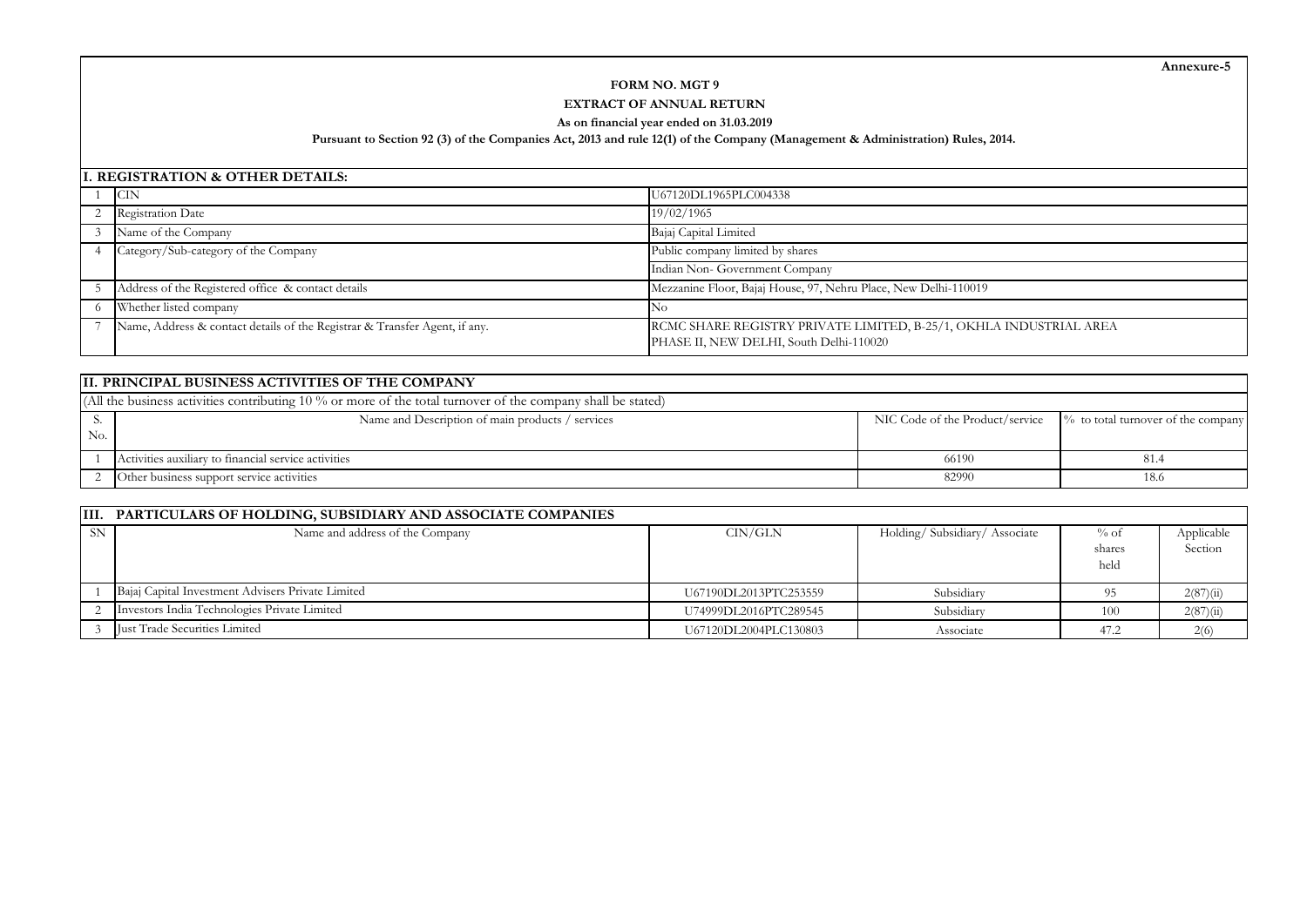**Annexure-5**

# FORM NO. MGT 9

## EXTRACT OF ANNUAL RETURN

**As on financial year ended on 31.03.2019**

**Pursuant to Section 92 (3) of the Companies Act, 2013 and rule 12(1) of the Company (Management & Administration) Rules, 2014.**

## I. REGISTRATION & OTHER DETAILS:

| | | |
|---|---|---|
| 1 | CIN | U67120DL1965PLC004338 |
| 2 | Registration Date | 19/02/1965 |
| 3 | Name of the Company | Bajaj Capital Limited |
| 4 | Category/Sub-category of the Company | Public company limited by shares |
| | | Indian Non- Government Company |
| 5 | Address of the Registered office & contact details | Mezzanine Floor, Bajaj House, 97, Nehru Place, New Delhi-110019 |
| 6 | Whether listed company | No |
| 7 | Name, Address & contact details of the Registrar & Transfer Agent, if any. | RCMC SHARE REGISTRY PRIVATE LIMITED, B-25/1, OKHLA INDUSTRIAL AREA PHASE II, NEW DELHI, South Delhi-110020 |

## II. PRINCIPAL BUSINESS ACTIVITIES OF THE COMPANY

(All the business activities contributing 10 % or more of the total turnover of the company shall be stated)

| S. No. | Name and Description of main products / services | NIC Code of the Product/service | % to total turnover of the company |
|---|---|---|---|
| 1 | Activities auxiliary to financial service activities | 66190 | 81.4 |
| 2 | Other business support service activities | 82990 | 18.6 |

## III. PARTICULARS OF HOLDING, SUBSIDIARY AND ASSOCIATE COMPANIES

| SN | Name and address of the Company | CIN/GLN | Holding/ Subsidiary/ Associate | % of shares held | Applicable Section |
|---|---|---|---|---|---|
| 1 | Bajaj Capital Investment Advisers Private Limited | U67190DL2013PTC253559 | Subsidiary | 95 | 2(87)(ii) |
| 2 | Investors India Technologies Private Limited | U74999DL2016PTC289545 | Subsidiary | 100 | 2(87)(ii) |
| 3 | Just Trade Securities Limited | U67120DL2004PLC130803 | Associate | 47.2 | 2(6) |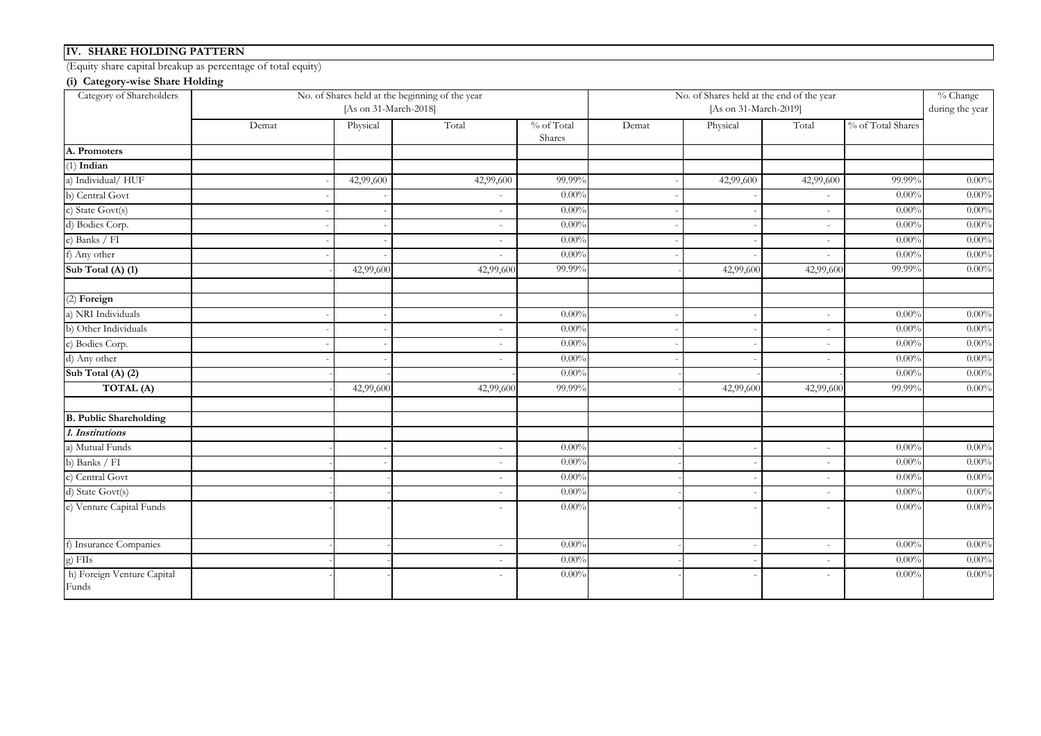## IV. SHARE HOLDING PATTERN

(Equity share capital breakup as percentage of total equity)

### (i) Category-wise Share Holding

| Category of Shareholders | No. of Shares held at the beginning of the year [As on 31-March-2018] | | | | No. of Shares held at the end of the year [As on 31-March-2019] | | | | % Change during the year |
|---|---|---|---|---|---|---|---|---|---|
| | Demat | Physical | Total | % of Total Shares | Demat | Physical | Total | % of Total Shares | |
| **A. Promoters** | | | | | | | | | |
| (1) **Indian** | | | | | | | | | |
| a) Individual/ HUF | - | 42,99,600 | 42,99,600 | 99.99% | - | 42,99,600 | 42,99,600 | 99.99% | 0.00% |
| b) Central Govt | - | - | - | 0.00% | - | - | - | 0.00% | 0.00% |
| c) State Govt(s) | - | - | - | 0.00% | - | - | - | 0.00% | 0.00% |
| d) Bodies Corp. | - | - | - | 0.00% | - | - | - | 0.00% | 0.00% |
| e) Banks / FI | - | - | - | 0.00% | - | - | - | 0.00% | 0.00% |
| f) Any other | - | - | - | 0.00% | - | - | - | 0.00% | 0.00% |
| **Sub Total (A) (1)** | - | 42,99,600 | 42,99,600 | 99.99% | - | 42,99,600 | 42,99,600 | 99.99% | 0.00% |
| | | | | | | | | | |
| (2) **Foreign** | | | | | | | | | |
| a) NRI Individuals | - | - | - | 0.00% | - | - | - | 0.00% | 0.00% |
| b) Other Individuals | - | - | - | 0.00% | - | - | - | 0.00% | 0.00% |
| c) Bodies Corp. | - | - | - | 0.00% | - | - | - | 0.00% | 0.00% |
| d) Any other | - | - | - | 0.00% | - | - | - | 0.00% | 0.00% |
| **Sub Total (A) (2)** | - | - | - | 0.00% | - | - | - | 0.00% | 0.00% |
| **TOTAL (A)** | - | 42,99,600 | 42,99,600 | 99.99% | - | 42,99,600 | 42,99,600 | 99.99% | 0.00% |
| | | | | | | | | | |
| **B. Public Shareholding** | | | | | | | | | |
| ***1. Institutions*** | | | | | | | | | |
| a) Mutual Funds | - | - | - | 0.00% | - | - | - | 0.00% | 0.00% |
| b) Banks / FI | - | - | - | 0.00% | - | - | - | 0.00% | 0.00% |
| c) Central Govt | - | - | - | 0.00% | - | - | - | 0.00% | 0.00% |
| d) State Govt(s) | - | - | - | 0.00% | - | - | - | 0.00% | 0.00% |
| e) Venture Capital Funds | - | - | - | 0.00% | - | - | - | 0.00% | 0.00% |
| f) Insurance Companies | - | - | - | 0.00% | - | - | - | 0.00% | 0.00% |
| g) FIIs | - | - | - | 0.00% | - | - | - | 0.00% | 0.00% |
| h) Foreign Venture Capital Funds | - | - | - | 0.00% | - | - | - | 0.00% | 0.00% |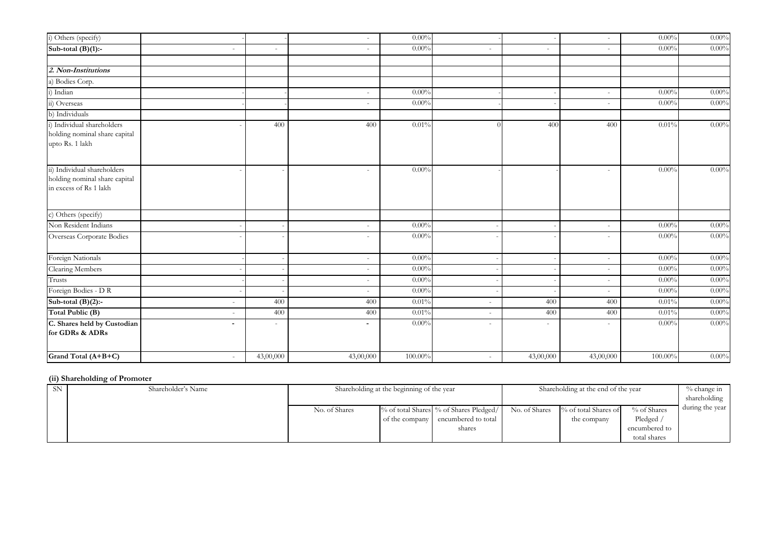| | | | | | | | | | |
|---|---|---|---|---|---|---|---|---|---|
| i) Others (specify) | - | - | - | 0.00% | - | - | - | 0.00% | 0.00% |
| **Sub-total (B)(1):-** | - | - | - | 0.00% | - | - | - | 0.00% | 0.00% |
| | | | | | | | | | |
| ***2. Non-Institutions*** | | | | | | | | | |
| a) Bodies Corp. | | | | | | | | | |
| i) Indian | - | - | - | 0.00% | - | - | - | 0.00% | 0.00% |
| ii) Overseas | - | - | - | 0.00% | - | - | - | 0.00% | 0.00% |
| b) Individuals | | | | | | | | | |
| i) Individual shareholders holding nominal share capital upto Rs. 1 lakh | - | 400 | 400 | 0.01% | 0 | 400 | 400 | 0.01% | 0.00% |
| ii) Individual shareholders holding nominal share capital in excess of Rs 1 lakh | - | - | - | 0.00% | - | - | - | 0.00% | 0.00% |
| c) Others (specify) | | | | | | | | | |
| Non Resident Indians | - | - | - | 0.00% | - | - | - | 0.00% | 0.00% |
| Overseas Corporate Bodies | - | - | - | 0.00% | - | - | - | 0.00% | 0.00% |
| Foreign Nationals | - | - | - | 0.00% | - | - | - | 0.00% | 0.00% |
| Clearing Members | - | - | - | 0.00% | - | - | - | 0.00% | 0.00% |
| Trusts | - | - | - | 0.00% | - | - | - | 0.00% | 0.00% |
| Foreign Bodies - D R | - | - | - | 0.00% | - | - | - | 0.00% | 0.00% |
| **Sub-total (B)(2):-** | - | 400 | 400 | 0.01% | - | 400 | 400 | 0.01% | 0.00% |
| **Total Public (B)** | - | 400 | 400 | 0.01% | - | 400 | 400 | 0.01% | 0.00% |
| **C. Shares held by Custodian for GDRs & ADRs** | - | - | - | 0.00% | - | - | - | 0.00% | 0.00% |
| **Grand Total (A+B+C)** | - | 43,00,000 | 43,00,000 | 100.00% | - | 43,00,000 | 43,00,000 | 100.00% | 0.00% |

**(ii) Shareholding of Promoter**

| SN | Shareholder's Name | Shareholding at the beginning of the year | | | Shareholding at the end of the year | | | % change in shareholding during the year |
|---|---|---|---|---|---|---|---|---|
| | | No. of Shares | % of total Shares of the company | % of Shares Pledged/ encumbered to total shares | No. of Shares | % of total Shares of the company | % of Shares Pledged / encumbered to total shares | |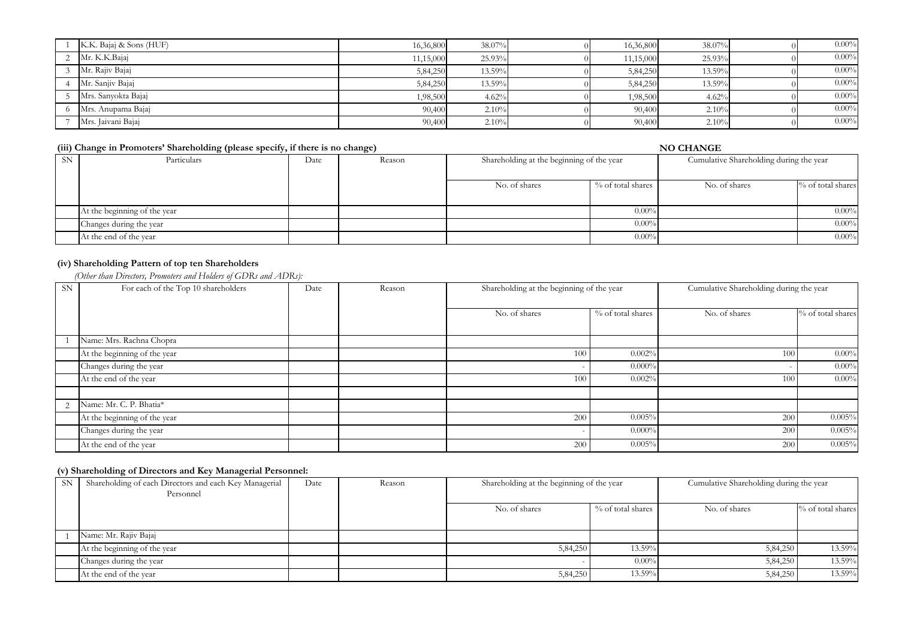| | | | | | | | | |
|---|---|---|---|---|---|---|---|---|
| 1 | K.K. Bajaj & Sons (HUF) | 16,36,800 | 38.07% | 0 | 16,36,800 | 38.07% | 0 | 0.00% |
| 2 | Mr. K.K.Bajaj | 11,15,000 | 25.93% | 0 | 11,15,000 | 25.93% | 0 | 0.00% |
| 3 | Mr. Rajiv Bajaj | 5,84,250 | 13.59% | 0 | 5,84,250 | 13.59% | 0 | 0.00% |
| 4 | Mr. Sanjiv Bajaj | 5,84,250 | 13.59% | 0 | 5,84,250 | 13.59% | 0 | 0.00% |
| 5 | Mrs. Sanyokta Bajaj | 1,98,500 | 4.62% | 0 | 1,98,500 | 4.62% | 0 | 0.00% |
| 6 | Mrs. Anupama Bajaj | 90,400 | 2.10% | 0 | 90,400 | 2.10% | 0 | 0.00% |
| 7 | Mrs. Jaivani Bajaj | 90,400 | 2.10% | 0 | 90,400 | 2.10% | 0 | 0.00% |

### (iii) Change in Promoters' Shareholding (please specify, if there is no change)

**NO CHANGE**

| SN | Particulars | Date | Reason | Shareholding at the beginning of the year | | Cumulative Shareholding during the year | |
|---|---|---|---|---|---|---|---|
| | | | | No. of shares | % of total shares | No. of shares | % of total shares |
| | At the beginning of the year | | | | 0.00% | | 0.00% |
| | Changes during the year | | | | 0.00% | | 0.00% |
| | At the end of the year | | | | 0.00% | | 0.00% |

### (iv) Shareholding Pattern of top ten Shareholders

*(Other than Directors, Promoters and Holders of GDRs and ADRs):*

| SN | For each of the Top 10 shareholders | Date | Reason | Shareholding at the beginning of the year | | Cumulative Shareholding during the year | |
|---|---|---|---|---|---|---|---|
| | | | | No. of shares | % of total shares | No. of shares | % of total shares |
| 1 | Name: Mrs. Rachna Chopra | | | | | | |
| | At the beginning of the year | | | 100 | 0.002% | 100 | 0.00% |
| | Changes during the year | | | - | 0.000% | - | 0.00% |
| | At the end of the year | | | 100 | 0.002% | 100 | 0.00% |
| | | | | | | | |
| 2 | Name: Mr. C. P. Bhatia* | | | | | | |
| | At the beginning of the year | | | 200 | 0.005% | 200 | 0.005% |
| | Changes during the year | | | - | 0.000% | 200 | 0.005% |
| | At the end of the year | | | 200 | 0.005% | 200 | 0.005% |

### (v) Shareholding of Directors and Key Managerial Personnel:

| SN | Shareholding of each Directors and each Key Managerial Personnel | Date | Reason | Shareholding at the beginning of the year | | Cumulative Shareholding during the year | |
|---|---|---|---|---|---|---|---|
| | | | | No. of shares | % of total shares | No. of shares | % of total shares |
| 1 | Name: Mr. Rajiv Bajaj | | | | | | |
| | At the beginning of the year | | | 5,84,250 | 13.59% | 5,84,250 | 13.59% |
| | Changes during the year | | | - | 0.00% | 5,84,250 | 13.59% |
| | At the end of the year | | | 5,84,250 | 13.59% | 5,84,250 | 13.59% |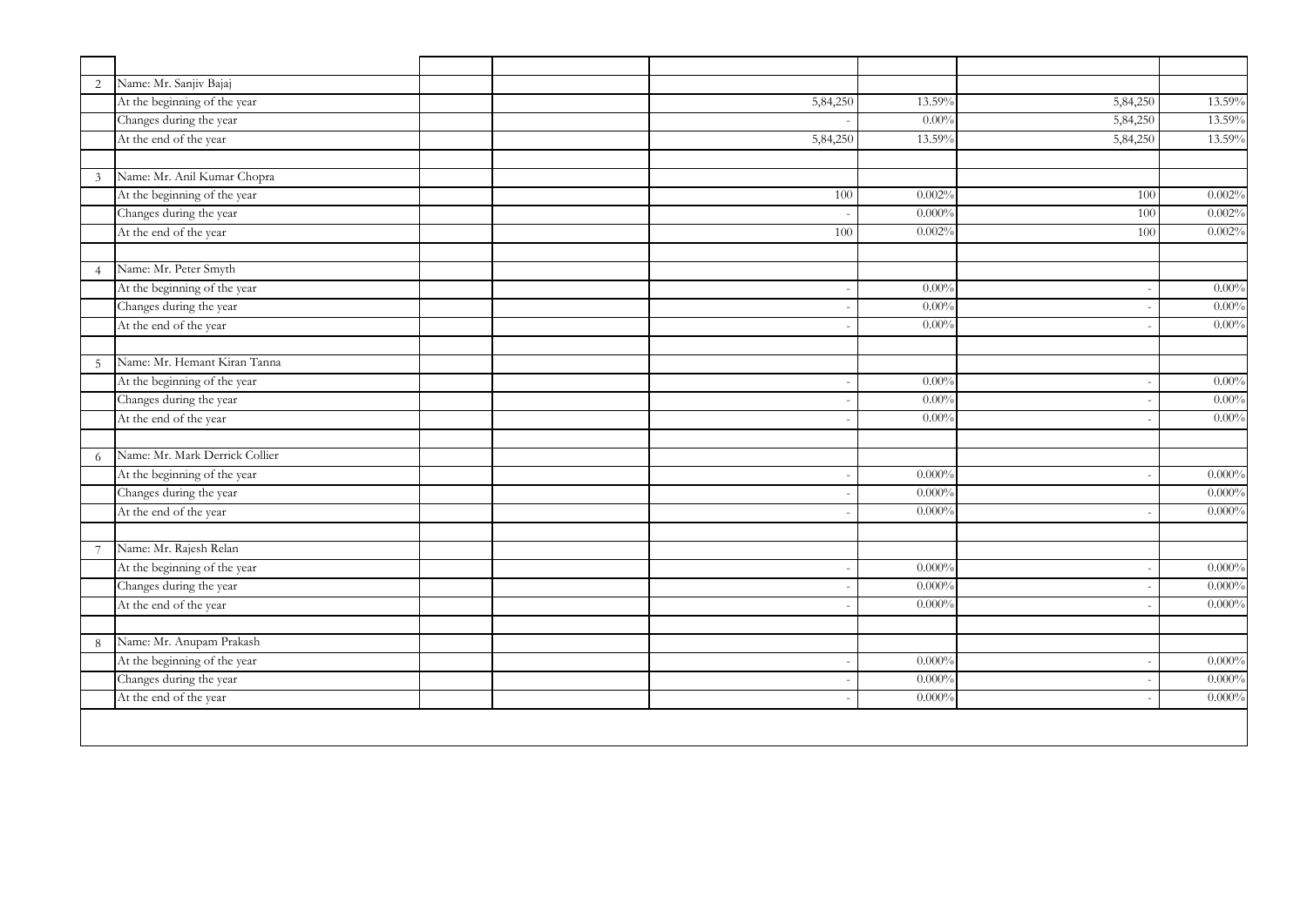| | | | | | | | |
|---|---|---|---|---|---|---|---|
| 2 | Name: Mr. Sanjiv Bajaj | | | | | | |
| | At the beginning of the year | | | 5,84,250 | 13.59% | 5,84,250 | 13.59% |
| | Changes during the year | | | - | 0.00% | 5,84,250 | 13.59% |
| | At the end of the year | | | 5,84,250 | 13.59% | 5,84,250 | 13.59% |
| | | | | | | | |
| 3 | Name: Mr. Anil Kumar Chopra | | | | | | |
| | At the beginning of the year | | | 100 | 0.002% | 100 | 0.002% |
| | Changes during the year | | | - | 0.000% | 100 | 0.002% |
| | At the end of the year | | | 100 | 0.002% | 100 | 0.002% |
| | | | | | | | |
| 4 | Name: Mr. Peter Smyth | | | | | | |
| | At the beginning of the year | | | - | 0.00% | - | 0.00% |
| | Changes during the year | | | - | 0.00% | - | 0.00% |
| | At the end of the year | | | - | 0.00% | - | 0.00% |
| | | | | | | | |
| 5 | Name: Mr. Hemant Kiran Tanna | | | | | | |
| | At the beginning of the year | | | - | 0.00% | - | 0.00% |
| | Changes during the year | | | - | 0.00% | - | 0.00% |
| | At the end of the year | | | - | 0.00% | - | 0.00% |
| | | | | | | | |
| 6 | Name: Mr. Mark Derrick Collier | | | | | | |
| | At the beginning of the year | | | - | 0.000% | - | 0.000% |
| | Changes during the year | | | - | 0.000% | | 0.000% |
| | At the end of the year | | | - | 0.000% | - | 0.000% |
| | | | | | | | |
| 7 | Name: Mr. Rajesh Relan | | | | | | |
| | At the beginning of the year | | | - | 0.000% | - | 0.000% |
| | Changes during the year | | | - | 0.000% | - | 0.000% |
| | At the end of the year | | | - | 0.000% | - | 0.000% |
| | | | | | | | |
| 8 | Name: Mr. Anupam Prakash | | | | | | |
| | At the beginning of the year | | | - | 0.000% | - | 0.000% |
| | Changes during the year | | | - | 0.000% | - | 0.000% |
| | At the end of the year | | | - | 0.000% | - | 0.000% |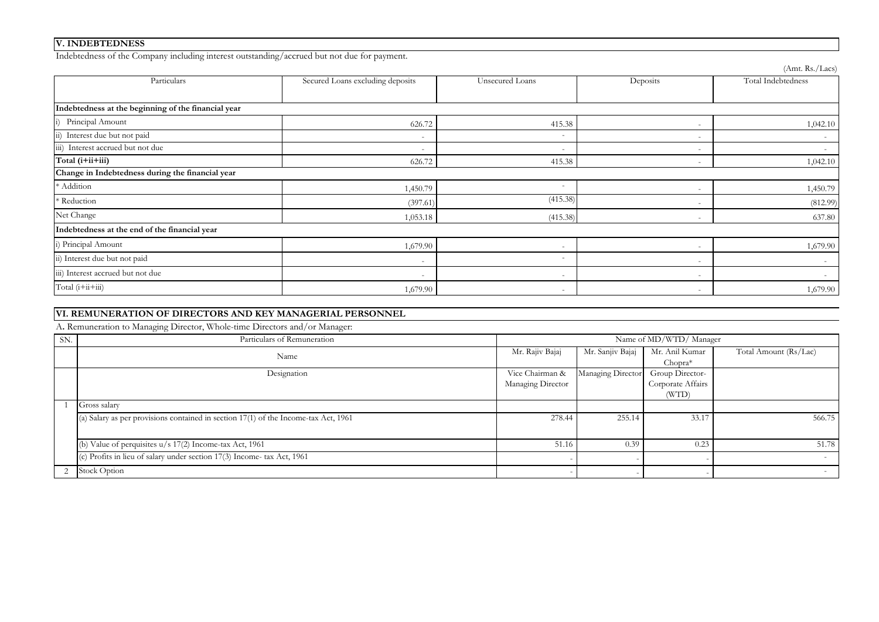## V. INDEBTEDNESS

Indebtedness of the Company including interest outstanding/accrued but not due for payment.

(Amt. Rs./Lacs)

| Particulars | Secured Loans excluding deposits | Unsecured Loans | Deposits | Total Indebtedness |
|---|---|---|---|---|
| **Indebtedness at the beginning of the financial year** | | | | |
| i) Principal Amount | 626.72 | 415.38 | - | 1,042.10 |
| ii) Interest due but not paid | - | - | - | - |
| iii) Interest accrued but not due | - | - | - | - |
| **Total (i+ii+iii)** | 626.72 | 415.38 | - | 1,042.10 |
| **Change in Indebtedness during the financial year** | | | | |
| * Addition | 1,450.79 | - | - | 1,450.79 |
| * Reduction | (397.61) | (415.38) | - | (812.99) |
| Net Change | 1,053.18 | (415.38) | - | 637.80 |
| **Indebtedness at the end of the financial year** | | | | |
| i) Principal Amount | 1,679.90 | - | - | 1,679.90 |
| ii) Interest due but not paid | - | - | - | - |
| iii) Interest accrued but not due | - | - | - | - |
| Total (i+ii+iii) | 1,679.90 | - | - | 1,679.90 |

## VI. REMUNERATION OF DIRECTORS AND KEY MANAGERIAL PERSONNEL

A. Remuneration to Managing Director, Whole-time Directors and/or Manager:

| SN. | Particulars of Remuneration | Name of MD/WTD/ Manager | | | |
|---|---|---|---|---|---|
| | Name | Mr. Rajiv Bajaj | Mr. Sanjiv Bajaj | Mr. Anil Kumar Chopra* | Total Amount (Rs/Lac) |
| | Designation | Vice Chairman & Managing Director | Managing Director | Group Director-Corporate Affairs (WTD) | |
| 1 | Gross salary | | | | |
| | (a) Salary as per provisions contained in section 17(1) of the Income-tax Act, 1961 | 278.44 | 255.14 | 33.17 | 566.75 |
| | (b) Value of perquisites u/s 17(2) Income-tax Act, 1961 | 51.16 | 0.39 | 0.23 | 51.78 |
| | (c) Profits in lieu of salary under section 17(3) Income- tax Act, 1961 | - | - | - | - |
| 2 | Stock Option | - | - | - | - |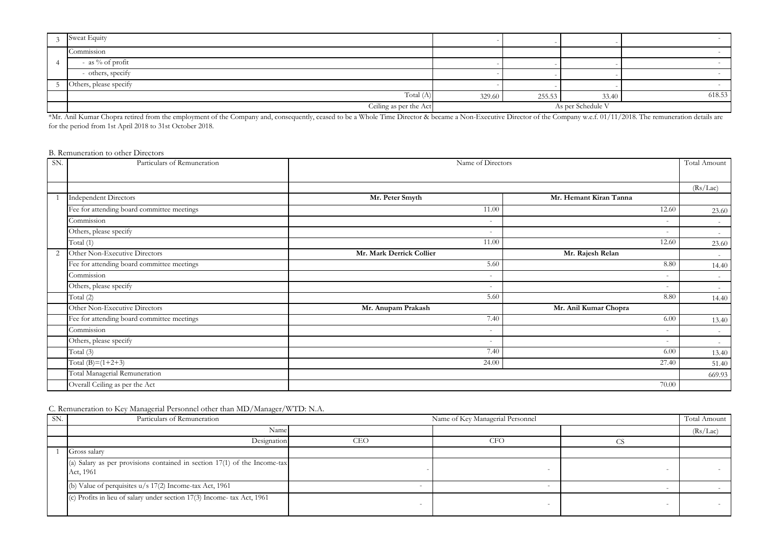| | | | | | |
|---|---|---|---|---|---|
| 3 | Sweat Equity | - | - | - | - |
| 4 | Commission | | | | - |
| | - as % of profit | - | - | - | - |
| | - others, specify | - | - | - | - |
| 5 | Others, please specify | - | - | - | - |
| | Total (A) | 329.60 | 255.53 | 33.40 | 618.53 |
| | Ceiling as per the Act | As per Schedule V | | | |

*Mr. Anil Kumar Chopra retired from the employment of the Company and, consequently, ceased to be a Whole Time Director & became a Non-Executive Director of the Company w.e.f. 01/11/2018. The remuneration details are for the period from 1st April 2018 to 31st October 2018.

B. Remuneration to other Directors

| SN. | Particulars of Remuneration | Name of Directors | | Total Amount |
|---|---|---|---|---|
| | | | | (Rs/Lac) |
| 1 | Independent Directors | **Mr. Peter Smyth** | **Mr. Hemant Kiran Tanna** | |
| | Fee for attending board committee meetings | 11.00 | 12.60 | 23.60 |
| | Commission | - | - | - |
| | Others, please specify | - | - | - |
| | Total (1) | 11.00 | 12.60 | 23.60 |
| 2 | Other Non-Executive Directors | **Mr. Mark Derrick Collier** | **Mr. Rajesh Relan** | - |
| | Fee for attending board committee meetings | 5.60 | 8.80 | 14.40 |
| | Commission | - | - | - |
| | Others, please specify | - | - | - |
| | Total (2) | 5.60 | 8.80 | 14.40 |
| | Other Non-Executive Directors | **Mr. Anupam Prakash** | **Mr. Anil Kumar Chopra** | |
| | Fee for attending board committee meetings | 7.40 | 6.00 | 13.40 |
| | Commission | - | - | - |
| | Others, please specify | - | - | - |
| | Total (3) | 7.40 | 6.00 | 13.40 |
| | Total (B)=(1+2+3) | 24.00 | 27.40 | 51.40 |
| | Total Managerial Remuneration | | | 669.93 |
| | Overall Ceiling as per the Act | | 70.00 | |

C. Remuneration to Key Managerial Personnel other than MD/Manager/WTD: N.A.

| SN. | Particulars of Remuneration | Name of Key Managerial Personnel | | | Total Amount |
|---|---|---|---|---|---|
| | Name | | | | (Rs/Lac) |
| | Designation | CEO | CFO | CS | |
| 1 | Gross salary | | | | |
| | (a) Salary as per provisions contained in section 17(1) of the Income-tax Act, 1961 | - | - | - | - |
| | (b) Value of perquisites u/s 17(2) Income-tax Act, 1961 | - | - | - | - |
| | (c) Profits in lieu of salary under section 17(3) Income- tax Act, 1961 | - | - | - | - |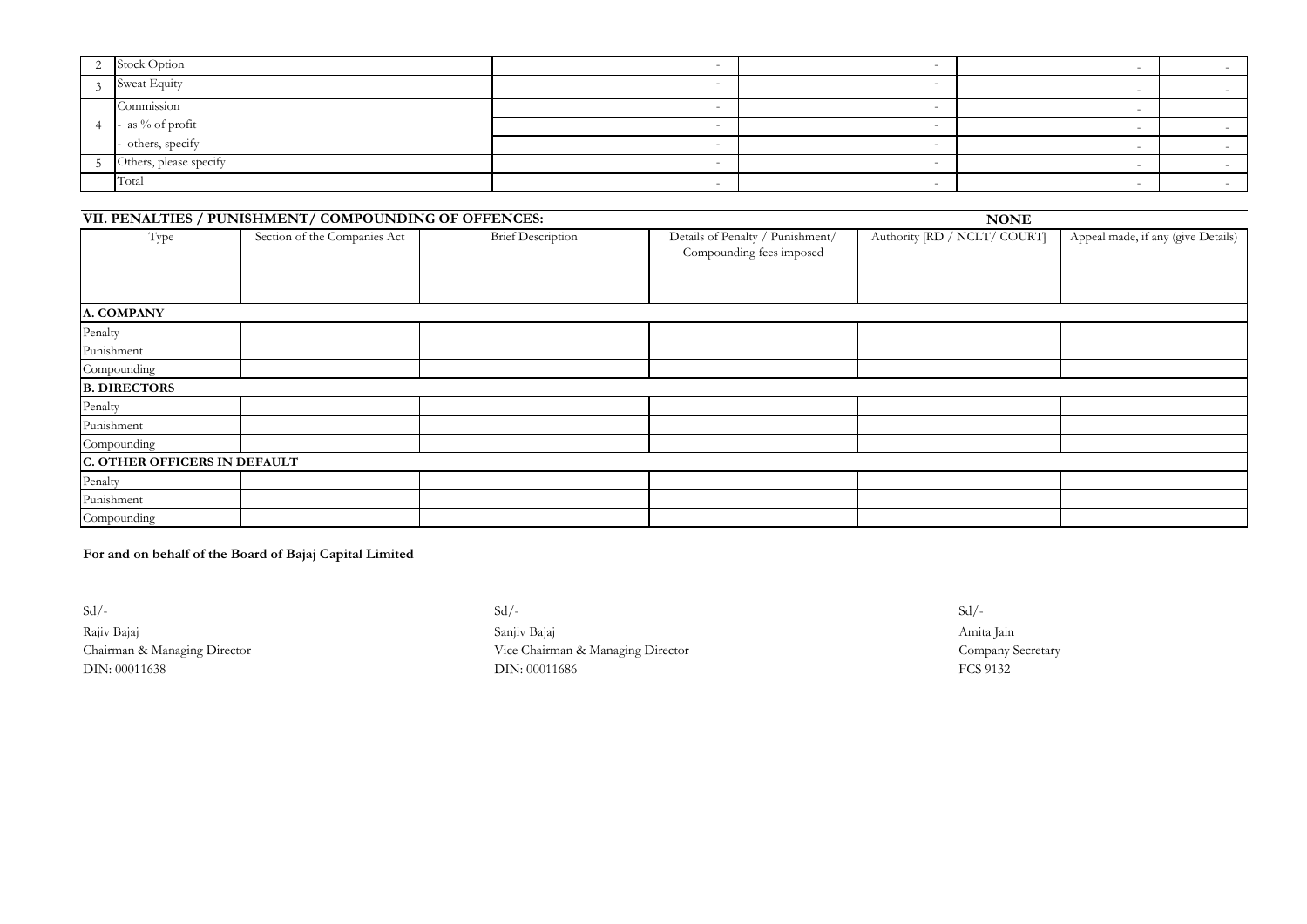| | | | | | |
|---|---|---|---|---|---|
| 2 | Stock Option | - | - | - | - |
| 3 | Sweat Equity | - | - | - | - |
| 4 | Commission | - | - | - | |
| | - as % of profit | - | - | - | - |
| | - others, specify | - | - | - | - |
| 5 | Others, please specify | - | - | - | - |
| | Total | - | - | - | - |

## VII. PENALTIES / PUNISHMENT/ COMPOUNDING OF OFFENCES:

**NONE**

| Type | Section of the Companies Act | Brief Description | Details of Penalty / Punishment/ Compounding fees imposed | Authority [RD / NCLT/ COURT] | Appeal made, if any (give Details) |
|---|---|---|---|---|---|
| **A. COMPANY** | | | | | |
| Penalty | | | | | |
| Punishment | | | | | |
| Compounding | | | | | |
| **B. DIRECTORS** | | | | | |
| Penalty | | | | | |
| Punishment | | | | | |
| Compounding | | | | | |
| **C. OTHER OFFICERS IN DEFAULT** | | | | | |
| Penalty | | | | | |
| Punishment | | | | | |
| Compounding | | | | | |

**For and on behalf of the Board of Bajaj Capital Limited**

Sd/-
Rajiv Bajaj
Chairman & Managing Director
DIN: 00011638

Sd/-
Sanjiv Bajaj
Vice Chairman & Managing Director
DIN: 00011686

Sd/-
Amita Jain
Company Secretary
FCS 9132